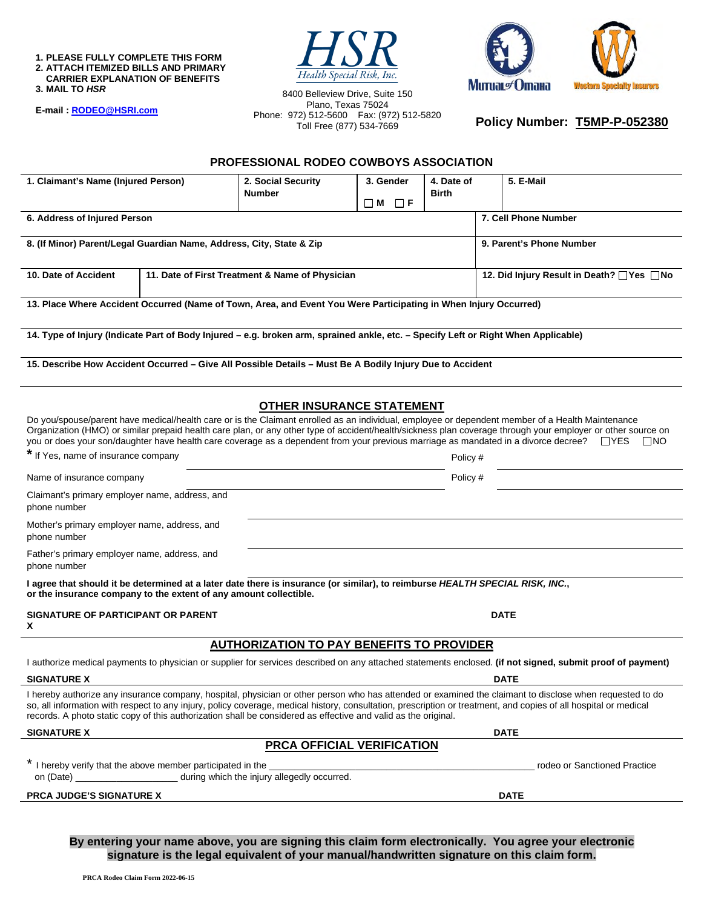1. PLEASE FULLY COMPLETE THIS FORM
2. ATTACH ITEMIZED BILLS AND PRIMARY CARRIER EXPLANATION OF BENEFITS
3. MAIL TO *HSR*

E-mail : RODEO@HSRI.com

**HSR**
*Health Special Risk, Inc.*

8400 Belleview Drive, Suite 150
Plano, Texas 75024
Phone: (972) 512-5600 Fax: (972) 512-5820
Toll Free (877) 534-7669

Mutual of Omaha

Western Specialty Insurors

**Policy Number: T5MP-P-052380**

## PROFESSIONAL RODEO COWBOYS ASSOCIATION

| 1. Claimant's Name (Injured Person) | 2. Social Security Number | 3. Gender ☐ M ☐ F | 4. Date of Birth | 5. E-Mail |
|---|---|---|---|---|

| 6. Address of Injured Person | 7. Cell Phone Number |
|---|---|
| **8. (If Minor) Parent/Legal Guardian Name, Address, City, State & Zip** | **9. Parent's Phone Number** |

| 10. Date of Accident | 11. Date of First Treatment & Name of Physician | 12. Did Injury Result in Death? ☐Yes ☐No |
|---|---|---|

**13. Place Where Accident Occurred (Name of Town, Area, and Event You Were Participating in When Injury Occurred)**

**14. Type of Injury (Indicate Part of Body Injured – e.g. broken arm, sprained ankle, etc. – Specify Left or Right When Applicable)**

**15. Describe How Accident Occurred – Give All Possible Details – Must Be A Bodily Injury Due to Accident**

## OTHER INSURANCE STATEMENT

Do you/spouse/parent have medical/health care or is the Claimant enrolled as an individual, employee or dependent member of a Health Maintenance Organization (HMO) or similar prepaid health care plan, or any other type of accident/health/sickness plan coverage through your employer or other source on you or does your son/daughter have health care coverage as a dependent from your previous marriage as mandated in a divorce decree? ☐YES ☐NO

* If Yes, name of insurance company ______________________ Policy # ______________________

Name of insurance company ______________________ Policy # ______________________

Claimant's primary employer name, address, and phone number ______________________

Mother's primary employer name, address, and phone number ______________________

Father's primary employer name, address, and phone number ______________________

**I agree that should it be determined at a later date there is insurance (or similar), to reimburse *HEALTH SPECIAL RISK, INC.*, or the insurance company to the extent of any amount collectible.**

**SIGNATURE OF PARTICIPANT OR PARENT** **DATE**
**X**

## AUTHORIZATION TO PAY BENEFITS TO PROVIDER

I authorize medical payments to physician or supplier for services described on any attached statements enclosed. **(if not signed, submit proof of payment)**

**SIGNATURE X** **DATE**

I hereby authorize any insurance company, hospital, physician or other person who has attended or examined the claimant to disclose when requested to do so, all information with respect to any injury, policy coverage, medical history, consultation, prescription or treatment, and copies of all hospital or medical records. A photo static copy of this authorization shall be considered as effective and valid as the original.

**SIGNATURE X** **DATE**

## PRCA OFFICIAL VERIFICATION

* I hereby verify that the above member participated in the ______________________ rodeo or Sanctioned Practice on (Date) ____________________ during which the injury allegedly occurred.

**PRCA JUDGE'S SIGNATURE X** **DATE**

**By entering your name above, you are signing this claim form electronically. You agree your electronic signature is the legal equivalent of your manual/handwritten signature on this claim form.**

PRCA Rodeo Claim Form 2022-06-15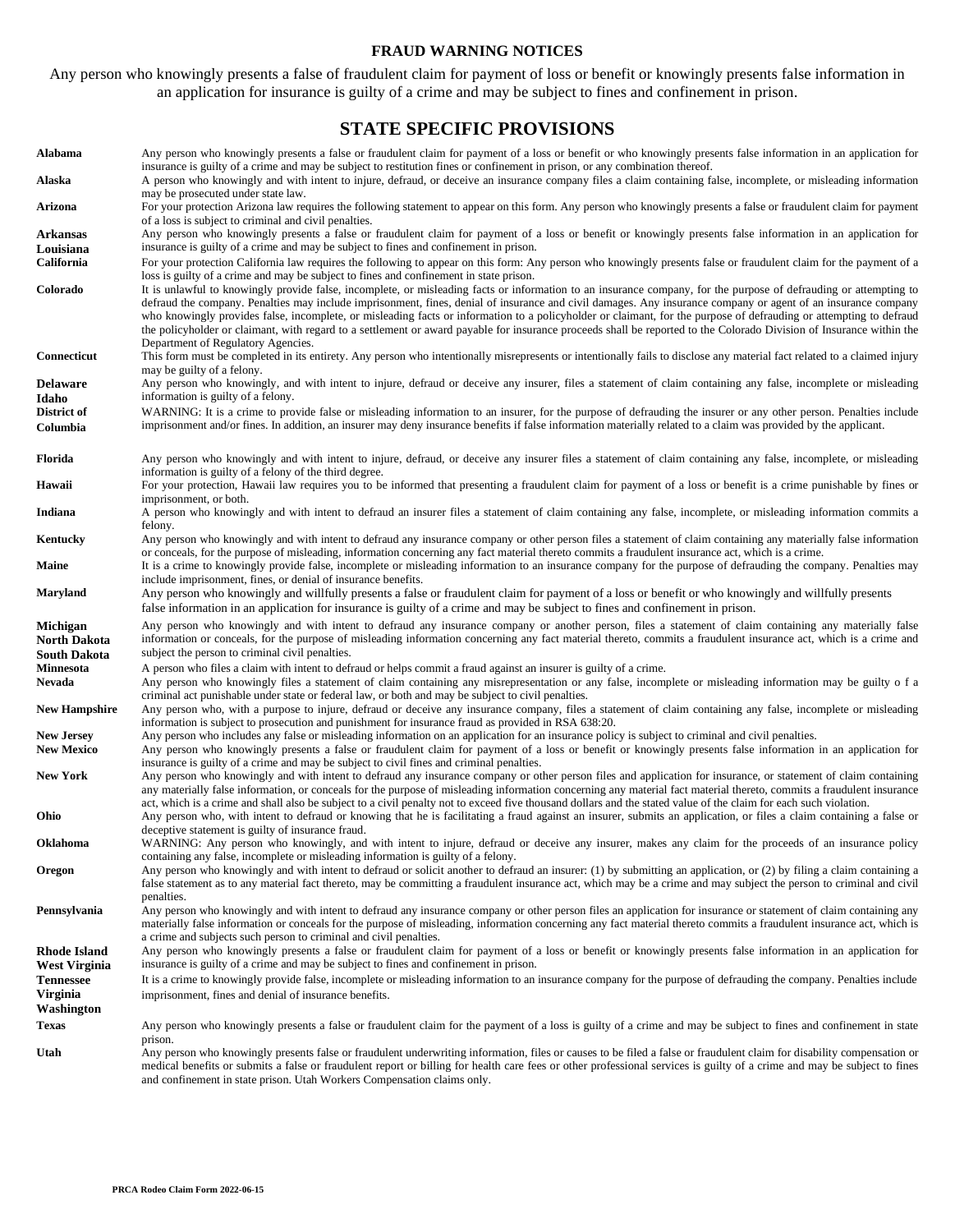## FRAUD WARNING NOTICES

Any person who knowingly presents a false of fraudulent claim for payment of loss or benefit or knowingly presents false information in an application for insurance is guilty of a crime and may be subject to fines and confinement in prison.

## STATE SPECIFIC PROVISIONS

| State | Provision |
|---|---|
| **Alabama** | Any person who knowingly presents a false or fraudulent claim for payment of a loss or benefit or who knowingly presents false information in an application for insurance is guilty of a crime and may be subject to restitution fines or confinement in prison, or any combination thereof. |
| **Alaska** | A person who knowingly and with intent to injure, defraud, or deceive an insurance company files a claim containing false, incomplete, or misleading information may be prosecuted under state law. |
| **Arizona** | For your protection Arizona law requires the following statement to appear on this form. Any person who knowingly presents a false or fraudulent claim for payment of a loss is subject to criminal and civil penalties. |
| **Arkansas Louisiana** | Any person who knowingly presents a false or fraudulent claim for payment of a loss or benefit or knowingly presents false information in an application for insurance is guilty of a crime and may be subject to fines and confinement in prison. |
| **California** | For your protection California law requires the following to appear on this form: Any person who knowingly presents false or fraudulent claim for the payment of a loss is guilty of a crime and may be subject to fines and confinement in state prison. |
| **Colorado** | It is unlawful to knowingly provide false, incomplete, or misleading facts or information to an insurance company, for the purpose of defrauding or attempting to defraud the company. Penalties may include imprisonment, fines, denial of insurance and civil damages. Any insurance company or agent of an insurance company who knowingly provides false, incomplete, or misleading facts or information to a policyholder or claimant, for the purpose of defrauding or attempting to defraud the policyholder or claimant, with regard to a settlement or award payable for insurance proceeds shall be reported to the Colorado Division of Insurance within the Department of Regulatory Agencies. |
| **Connecticut** | This form must be completed in its entirety. Any person who intentionally misrepresents or intentionally fails to disclose any material fact related to a claimed injury may be guilty of a felony. |
| **Delaware Idaho** | Any person who knowingly, and with intent to injure, defraud or deceive any insurer, files a statement of claim containing any false, incomplete or misleading information is guilty of a felony. |
| **District of Columbia** | WARNING: It is a crime to provide false or misleading information to an insurer, for the purpose of defrauding the insurer or any other person. Penalties include imprisonment and/or fines. In addition, an insurer may deny insurance benefits if false information materially related to a claim was provided by the applicant. |
| **Florida** | Any person who knowingly and with intent to injure, defraud, or deceive any insurer files a statement of claim containing any false, incomplete, or misleading information is guilty of a felony of the third degree. |
| **Hawaii** | For your protection, Hawaii law requires you to be informed that presenting a fraudulent claim for payment of a loss or benefit is a crime punishable by fines or imprisonment, or both. |
| **Indiana** | A person who knowingly and with intent to defraud an insurer files a statement of claim containing any false, incomplete, or misleading information commits a felony. |
| **Kentucky** | Any person who knowingly and with intent to defraud any insurance company or other person files a statement of claim containing any materially false information or conceals, for the purpose of misleading, information concerning any fact material thereto commits a fraudulent insurance act, which is a crime. |
| **Maine** | It is a crime to knowingly provide false, incomplete or misleading information to an insurance company for the purpose of defrauding the company. Penalties may include imprisonment, fines, or denial of insurance benefits. |
| **Maryland** | Any person who knowingly and willfully presents a false or fraudulent claim for payment of a loss or benefit or who knowingly and willfully presents false information in an application for insurance is guilty of a crime and may be subject to fines and confinement in prison. |
| **Michigan North Dakota South Dakota** | Any person who knowingly and with intent to defraud any insurance company or another person, files a statement of claim containing any materially false information or conceals, for the purpose of misleading information concerning any fact material thereto, commits a fraudulent insurance act, which is a crime and subject the person to criminal civil penalties. |
| **Minnesota** | A person who files a claim with intent to defraud or helps commit a fraud against an insurer is guilty of a crime. |
| **Nevada** | Any person who knowingly files a statement of claim containing any misrepresentation or any false, incomplete or misleading information may be guilty o f a criminal act punishable under state or federal law, or both and may be subject to civil penalties. |
| **New Hampshire** | Any person who, with a purpose to injure, defraud or deceive any insurance company, files a statement of claim containing any false, incomplete or misleading information is subject to prosecution and punishment for insurance fraud as provided in RSA 638:20. |
| **New Jersey** | Any person who includes any false or misleading information on an application for an insurance policy is subject to criminal and civil penalties. |
| **New Mexico** | Any person who knowingly presents a false or fraudulent claim for payment of a loss or benefit or knowingly presents false information in an application for insurance is guilty of a crime and may be subject to civil fines and criminal penalties. |
| **New York** | Any person who knowingly and with intent to defraud any insurance company or other person files and application for insurance, or statement of claim containing any materially false information, or conceals for the purpose of misleading information concerning any material fact material thereto, commits a fraudulent insurance act, which is a crime and shall also be subject to a civil penalty not to exceed five thousand dollars and the stated value of the claim for each such violation. |
| **Ohio** | Any person who, with intent to defraud or knowing that he is facilitating a fraud against an insurer, submits an application, or files a claim containing a false or deceptive statement is guilty of insurance fraud. |
| **Oklahoma** | WARNING: Any person who knowingly, and with intent to injure, defraud or deceive any insurer, makes any claim for the proceeds of an insurance policy containing any false, incomplete or misleading information is guilty of a felony. |
| **Oregon** | Any person who knowingly and with intent to defraud or solicit another to defraud an insurer: (1) by submitting an application, or (2) by filing a claim containing a false statement as to any material fact thereto, may be committing a fraudulent insurance act, which may be a crime and may subject the person to criminal and civil penalties. |
| **Pennsylvania** | Any person who knowingly and with intent to defraud any insurance company or other person files an application for insurance or statement of claim containing any materially false information or conceals for the purpose of misleading, information concerning any fact material thereto commits a fraudulent insurance act, which is a crime and subjects such person to criminal and civil penalties. |
| **Rhode Island West Virginia** | Any person who knowingly presents a false or fraudulent claim for payment of a loss or benefit or knowingly presents false information in an application for insurance is guilty of a crime and may be subject to fines and confinement in prison. |
| **Tennessee Virginia Washington** | It is a crime to knowingly provide false, incomplete or misleading information to an insurance company for the purpose of defrauding the company. Penalties include imprisonment, fines and denial of insurance benefits. |
| **Texas** | Any person who knowingly presents a false or fraudulent claim for the payment of a loss is guilty of a crime and may be subject to fines and confinement in state prison. |
| **Utah** | Any person who knowingly presents false or fraudulent underwriting information, files or causes to be filed a false or fraudulent claim for disability compensation or medical benefits or submits a false or fraudulent report or billing for health care fees or other professional services is guilty of a crime and may be subject to fines and confinement in state prison. Utah Workers Compensation claims only. |

**PRCA Rodeo Claim Form 2022-06-15**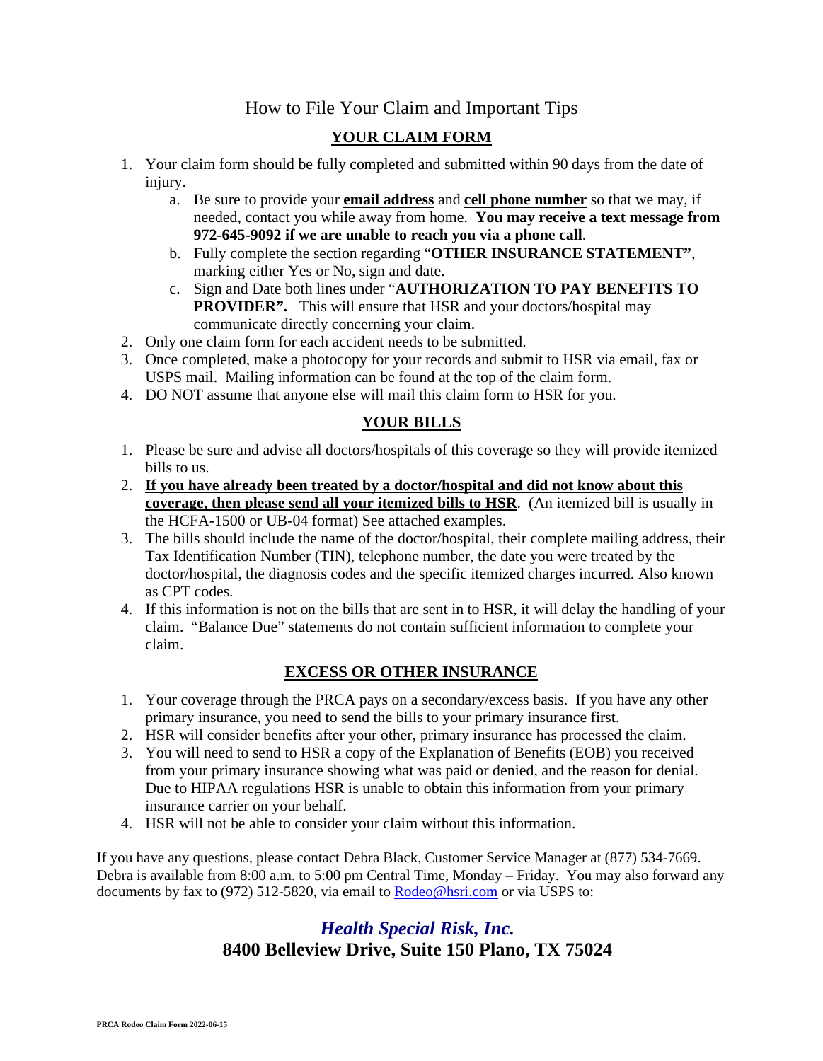# How to File Your Claim and Important Tips

## YOUR CLAIM FORM

1. Your claim form should be fully completed and submitted within 90 days from the date of injury.
   a. Be sure to provide your **email address** and **cell phone number** so that we may, if needed, contact you while away from home. **You may receive a text message from 972-645-9092 if we are unable to reach you via a phone call**.
   b. Fully complete the section regarding "**OTHER INSURANCE STATEMENT"**, marking either Yes or No, sign and date.
   c. Sign and Date both lines under "**AUTHORIZATION TO PAY BENEFITS TO PROVIDER".** This will ensure that HSR and your doctors/hospital may communicate directly concerning your claim.
2. Only one claim form for each accident needs to be submitted.
3. Once completed, make a photocopy for your records and submit to HSR via email, fax or USPS mail. Mailing information can be found at the top of the claim form.
4. DO NOT assume that anyone else will mail this claim form to HSR for you.

## YOUR BILLS

1. Please be sure and advise all doctors/hospitals of this coverage so they will provide itemized bills to us.
2. **If you have already been treated by a doctor/hospital and did not know about this coverage, then please send all your itemized bills to HSR**. (An itemized bill is usually in the HCFA-1500 or UB-04 format) See attached examples.
3. The bills should include the name of the doctor/hospital, their complete mailing address, their Tax Identification Number (TIN), telephone number, the date you were treated by the doctor/hospital, the diagnosis codes and the specific itemized charges incurred. Also known as CPT codes.
4. If this information is not on the bills that are sent in to HSR, it will delay the handling of your claim. "Balance Due" statements do not contain sufficient information to complete your claim.

## EXCESS OR OTHER INSURANCE

1. Your coverage through the PRCA pays on a secondary/excess basis. If you have any other primary insurance, you need to send the bills to your primary insurance first.
2. HSR will consider benefits after your other, primary insurance has processed the claim.
3. You will need to send to HSR a copy of the Explanation of Benefits (EOB) you received from your primary insurance showing what was paid or denied, and the reason for denial. Due to HIPAA regulations HSR is unable to obtain this information from your primary insurance carrier on your behalf.
4. HSR will not be able to consider your claim without this information.

If you have any questions, please contact Debra Black, Customer Service Manager at (877) 534-7669. Debra is available from 8:00 a.m. to 5:00 pm Central Time, Monday – Friday. You may also forward any documents by fax to (972) 512-5820, via email to Rodeo@hsri.com or via USPS to:

***Health Special Risk, Inc.***
**8400 Belleview Drive, Suite 150 Plano, TX 75024**

PRCA Rodeo Claim Form 2022-06-15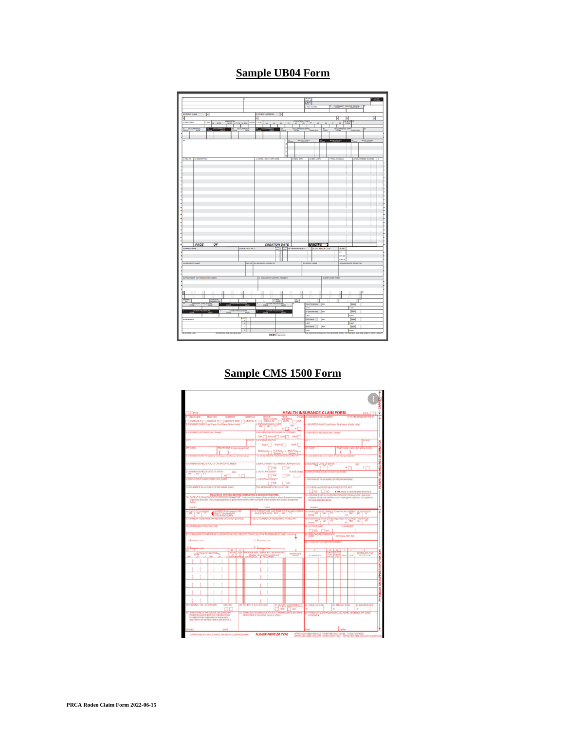## Sample UB04 Form

## Sample CMS 1500 Form

PRCA Rodeo Claim Form 2022-06-15